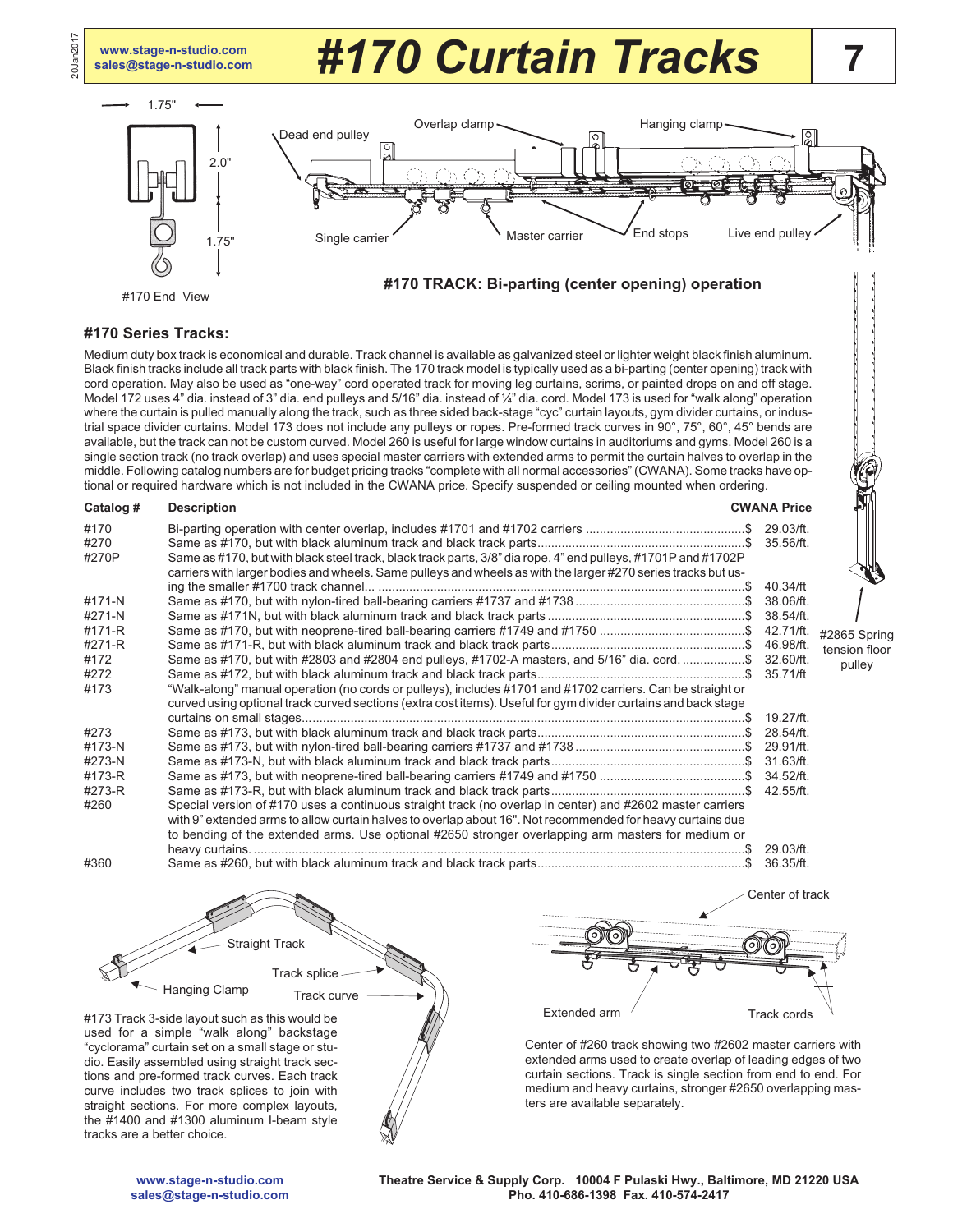# #170 Curtain Tracks

www.stage-n-studio.com
sales@stage-n-studio.com

#170 End View

#170 TRACK: Bi-parting (center opening) operation

#2865 Spring tension floor pulley

## #170 Series Tracks:

Medium duty box track is economical and durable. Track channel is available as galvanized steel or lighter weight black finish aluminum. Black finish tracks include all track parts with black finish. The 170 track model is typically used as a bi-parting (center opening) track with cord operation. May also be used as "one-way" cord operated track for moving leg curtains, scrims, or painted drops on and off stage. Model 172 uses 4" dia. instead of 3" dia. end pulleys and 5/16" dia. instead of ¼" dia. cord. Model 173 is used for "walk along" operation where the curtain is pulled manually along the track, such as three sided back-stage "cyc" curtain layouts, gym divider curtains, or industrial space divider curtains. Model 173 does not include any pulleys or ropes. Pre-formed track curves in 90°, 75°, 60°, 45° bends are available, but the track can not be custom curved. Model 260 is useful for large window curtains in auditoriums and gyms. Model 260 is a single section track (no track overlap) and uses special master carriers with extended arms to permit the curtain halves to overlap in the middle. Following catalog numbers are for budget pricing tracks "complete with all normal accessories" (CWANA). Some tracks have optional or required hardware which is not included in the CWANA price. Specify suspended or ceiling mounted when ordering.

| Catalog # | Description | CWANA Price |
|---|---|---|
| #170 | Bi-parting operation with center overlap, includes #1701 and #1702 carriers | $ 29.03/ft. |
| #270 | Same as #170, but with black aluminum track and black track parts | $ 35.56/ft. |
| #270P | Same as #170, but with black steel track, black track parts, 3/8" dia rope, 4" end pulleys, #1701P and #1702P carriers with larger bodies and wheels. Same pulleys and wheels as with the larger #270 series tracks but using the smaller #1700 track channel | $ 40.34/ft |
| #171-N | Same as #170, but with nylon-tired ball-bearing carriers #1737 and #1738 | $ 38.06/ft. |
| #271-N | Same as #171N, but with black aluminum track and black track parts | $ 38.54/ft. |
| #171-R | Same as #170, but with neoprene-tired ball-bearing carriers #1749 and #1750 | $ 42.71/ft. |
| #271-R | Same as #171-R, but with black aluminum track and black track parts | $ 46.98/ft. |
| #172 | Same as #170, but with #2803 and #2804 end pulleys, #1702-A masters, and 5/16" dia. cord. | $ 32.60/ft. |
| #272 | Same as #172, but with black aluminum track and black track parts | $ 35.71/ft |
| #173 | "Walk-along" manual operation (no cords or pulleys), includes #1701 and #1702 carriers. Can be straight or curved using optional track curved sections (extra cost items). Useful for gym divider curtains and back stage curtains on small stages | $ 19.27/ft. |
| #273 | Same as #173, but with black aluminum track and black track parts | $ 28.54/ft. |
| #173-N | Same as #173, but with nylon-tired ball-bearing carriers #1737 and #1738 | $ 29.91/ft. |
| #273-N | Same as #173-N, but with black aluminum track and black track parts | $ 31.63/ft. |
| #173-R | Same as #173, but with neoprene-tired ball-bearing carriers #1749 and #1750 | $ 34.52/ft. |
| #273-R | Same as #173-R, but with black aluminum track and black track parts | $ 42.55/ft. |
| #260 | Special version of #170 uses a continuous straight track (no overlap in center) and #2602 master carriers with 9" extended arms to allow curtain halves to overlap about 16". Not recommended for heavy curtains due to bending of the extended arms. Use optional #2650 stronger overlapping arm masters for medium or heavy curtains. | $ 29.03/ft. |
| #360 | Same as #260, but with black aluminum track and black track parts | $ 36.35/ft. |

#173 Track 3-side layout such as this would be used for a simple "walk along" backstage "cyclorama" curtain set on a small stage or studio. Easily assembled using straight track sections and pre-formed track curves. Each track curve includes two track splices to join with straight sections. For more complex layouts, the #1400 and #1300 aluminum I-beam style tracks are a better choice.

Center of #260 track showing two #2602 master carriers with extended arms used to create overlap of leading edges of two curtain sections. Track is single section from end to end. For medium and heavy curtains, stronger #2650 overlapping masters are available separately.

Theatre Service & Supply Corp. 10004 F Pulaski Hwy., Baltimore, MD 21220 USA
Pho. 410-686-1398 Fax. 410-574-2417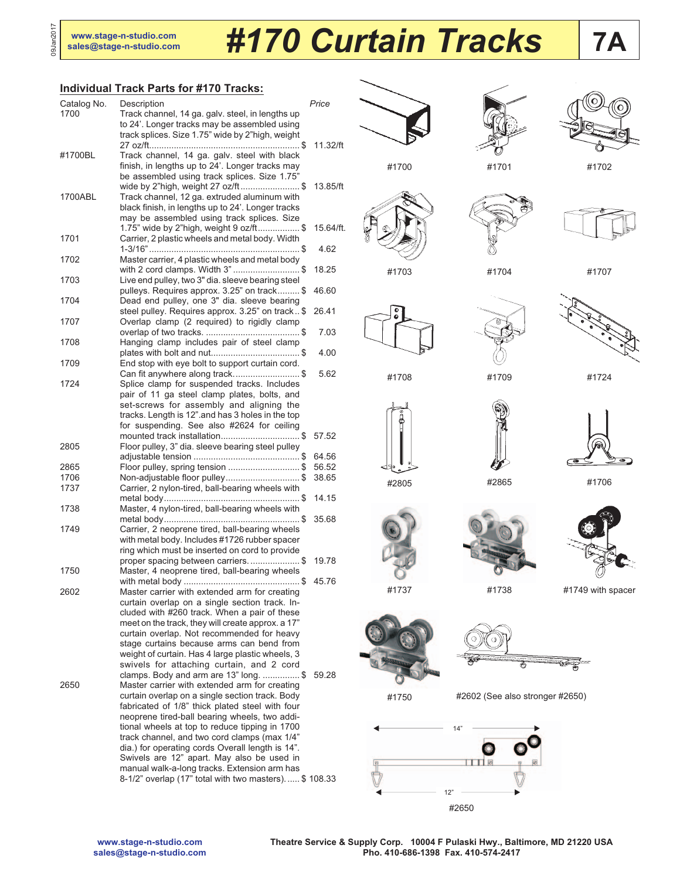# #170 Curtain Tracks

**7A**

www.stage-n-studio.com
sales@stage-n-studio.com

## Individual Track Parts for #170 Tracks:

| Catalog No. | Description | Price |
|---|---|---|
| 1700 | Track channel, 14 ga. galv. steel, in lengths up to 24'. Longer tracks may be assembled using track splices. Size 1.75" wide by 2"high, weight 27 oz/ft | $ 11.32/ft |
| #1700BL | Track channel, 14 ga. galv. steel with black finish, in lengths up to 24'. Longer tracks may be assembled using track splices. Size 1.75" wide by 2"high, weight 27 oz/ft | $ 13.85/ft |
| 1700ABL | Track channel, 12 ga. extruded aluminum with black finish, in lengths up to 24'. Longer tracks may be assembled using track splices. Size 1.75" wide by 2"high, weight 9 oz/ft | $ 15.64/ft. |
| 1701 | Carrier, 2 plastic wheels and metal body. Width 1-3/16" | $ 4.62 |
| 1702 | Master carrier, 4 plastic wheels and metal body with 2 cord clamps. Width 3" | $ 18.25 |
| 1703 | Live end pulley, two 3" dia. sleeve bearing steel pulleys. Requires approx. 3.25" on track | $ 46.60 |
| 1704 | Dead end pulley, one 3" dia. sleeve bearing steel pulley. Requires approx. 3.25" on track | $ 26.41 |
| 1707 | Overlap clamp (2 required) to rigidly clamp overlap of two tracks. | $ 7.03 |
| 1708 | Hanging clamp includes pair of steel clamp plates with bolt and nut | $ 4.00 |
| 1709 | End stop with eye bolt to support curtain cord. Can fit anywhere along track | $ 5.62 |
| 1724 | Splice clamp for suspended tracks. Includes pair of 11 ga steel clamp plates, bolts, and set-screws for assembly and aligning the tracks. Length is 12".and has 3 holes in the top for suspending. See also #2624 for ceiling mounted track installation | $ 57.52 |
| 2805 | Floor pulley, 3" dia. sleeve bearing steel pulley adjustable tension | $ 64.56 |
| 2865 | Floor pulley, spring tension | $ 56.52 |
| 1706 | Non-adjustable floor pulley | $ 38.65 |
| 1737 | Carrier, 2 nylon-tired, ball-bearing wheels with metal body | $ 14.15 |
| 1738 | Master, 4 nylon-tired, ball-bearing wheels with metal body | $ 35.68 |
| 1749 | Carrier, 2 neoprene tired, ball-bearing wheels with metal body. Includes #1726 rubber spacer ring which must be inserted on cord to provide proper spacing between carriers. | $ 19.78 |
| 1750 | Master, 4 neoprene tired, ball-bearing wheels with metal body | $ 45.76 |
| 2602 | Master carrier with extended arm for creating curtain overlap on a single section track. Included with #260 track. When a pair of these meet on the track, they will create approx. a 17" curtain overlap. Not recommended for heavy stage curtains because arms can bend from weight of curtain. Has 4 large plastic wheels, 3 swivels for attaching curtain, and 2 cord clamps. Body and arm are 13" long. | $ 59.28 |
| 2650 | Master carrier with extended arm for creating curtain overlap on a single section track. Body fabricated of 1/8" thick plated steel with four neoprene tired-ball bearing wheels, two additional wheels at top to reduce tipping in 1700 track channel, and two cord clamps (max 1/4" dia.) for operating cords Overall length is 14". Swivels are 12" apart. May also be used in manual walk-a-long tracks. Extension arm has 8-1/2" overlap (17" total with two masters). | $ 108.33 |

#1700 #1701 #1702

#1703 #1704 #1707

#1708 #1709 #1724

#2805 #2865 #1706

#1737 #1738 #1749 with spacer

#1750 #2602 (See also stronger #2650)

14"

12"

#2650

Theatre Service & Supply Corp. 10004 F Pulaski Hwy., Baltimore, MD 21220 USA
Pho. 410-686-1398 Fax. 410-574-2417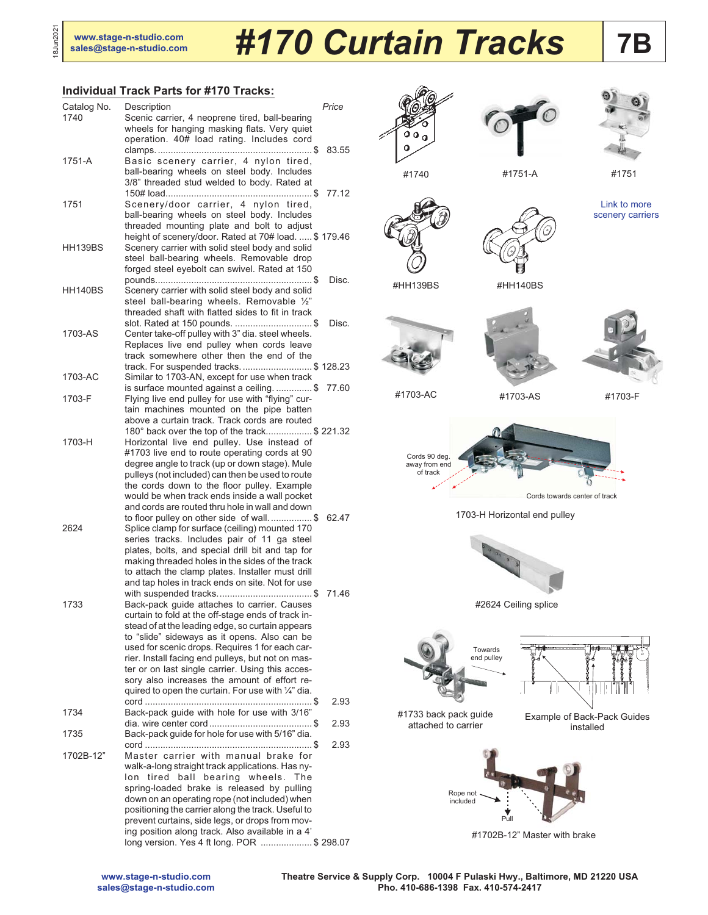# #170 Curtain Tracks

**7B**

## Individual Track Parts for #170 Tracks:

| Catalog No. | Description | Price |
|---|---|---|
| 1740 | Scenic carrier, 4 neoprene tired, ball-bearing wheels for hanging masking flats. Very quiet operation. 40# load rating. Includes cord clamps. | $ 83.55 |
| 1751-A | Basic scenery carrier, 4 nylon tired, ball-bearing wheels on steel body. Includes 3/8" threaded stud welded to body. Rated at 150# load. | $ 77.12 |
| 1751 | Scenery/door carrier, 4 nylon tired, ball-bearing wheels on steel body. Includes threaded mounting plate and bolt to adjust height of scenery/door. Rated at 70# load. | $ 179.46 |
| HH139BS | Scenery carrier with solid steel body and solid steel ball-bearing wheels. Removable drop forged steel eyebolt can swivel. Rated at 150 pounds. | $ Disc. |
| HH140BS | Scenery carrier with solid steel body and solid steel ball-bearing wheels. Removable ½" threaded shaft with flatted sides to fit in track slot. Rated at 150 pounds. | $ Disc. |
| 1703-AS | Center take-off pulley with 3" dia. steel wheels. Replaces live end pulley when cords leave track somewhere other then the end of the track. For suspended tracks. | $ 128.23 |
| 1703-AC | Similar to 1703-AN, except for use when track is surface mounted against a ceiling. | $ 77.60 |
| 1703-F | Flying live end pulley for use with "flying" curtain machines mounted on the pipe batten above a curtain track. Track cords are routed 180° back over the top of the track. | $ 221.32 |
| 1703-H | Horizontal live end pulley. Use instead of #1703 live end to route operating cords at 90 degree angle to track (up or down stage). Mule pulleys (not included) can then be used to route the cords down to the floor pulley. Example would be when track ends inside a wall pocket and cords are routed thru hole in wall and down to floor pulley on other side of wall. | $ 62.47 |
| 2624 | Splice clamp for surface (ceiling) mounted 170 series tracks. Includes pair of 11 ga steel plates, bolts, and special drill bit and tap for making threaded holes in the sides of the track to attach the clamp plates. Installer must drill and tap holes in track ends on site. Not for use with suspended tracks. | $ 71.46 |
| 1733 | Back-pack guide attaches to carrier. Causes curtain to fold at the off-stage ends of track instead of at the leading edge, so curtain appears to "slide" sideways as it opens. Also can be used for scenic drops. Requires 1 for each carrier. Install facing end pulleys, but not on master or on last single carrier. Using this accessory also increases the amount of effort required to open the curtain. For use with ¼" dia. cord | $ 2.93 |
| 1734 | Back-pack guide with hole for use with 3/16" dia. wire center cord | $ 2.93 |
| 1735 | Back-pack guide for hole for use with 5/16" dia. cord | $ 2.93 |
| 1702B-12" | Master carrier with manual brake for walk-a-long straight track applications. Has nylon tired ball bearing wheels. The spring-loaded brake is released by pulling down on an operating rope (not included) when positioning the carrier along the track. Useful to prevent curtains, side legs, or drops from moving position along track. Also available in a 4' long version. Yes 4 ft long. POR | $ 298.07 |

#1740

#1751-A

#1751

Link to more scenery carriers

#HH139BS

#HH140BS

#1703-AC

#1703-AS

#1703-F

Cords 90 deg. away from end of track

Cords towards center of track

1703-H Horizontal end pulley

#2624 Ceiling splice

Towards end pulley

#1733 back pack guide attached to carrier

Example of Back-Pack Guides installed

Rope not included

Pull

#1702B-12" Master with brake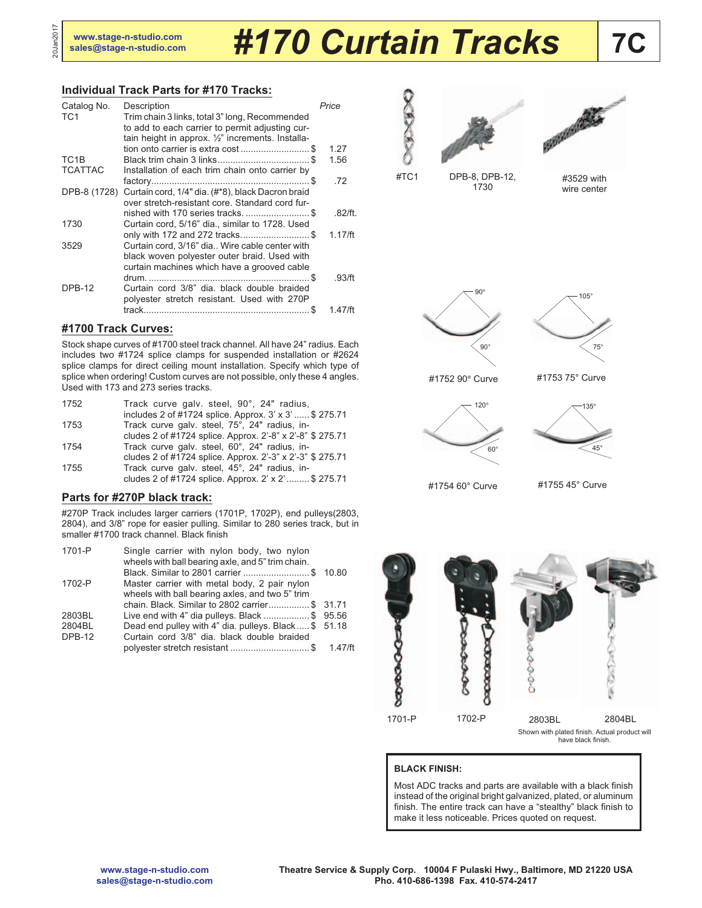# #170 Curtain Tracks

**7C**

www.stage-n-studio.com
sales@stage-n-studio.com

## Individual Track Parts for #170 Tracks:

| Catalog No. | Description | *Price* |
|---|---|---|
| TC1 | Trim chain 3 links, total 3" long, Recommended to add to each carrier to permit adjusting curtain height in approx. ½" increments. Installation onto carrier is extra cost .......... $ | 1.27 |
| TC1B | Black trim chain 3 links .......... $ | 1.56 |
| TCATTAC | Installation of each trim chain onto carrier by factory .......... $ | .72 |
| DPB-8 (1728) | Curtain cord, 1/4" dia. (#*8), black Dacron braid over stretch-resistant core. Standard cord furnished with 170 series tracks. .......... $ | .82/ft. |
| 1730 | Curtain cord, 5/16" dia., similar to 1728. Used only with 172 and 272 tracks .......... $ | 1.17/ft |
| 3529 | Curtain cord, 3/16" dia.. Wire cable center with black woven polyester outer braid. Used with curtain machines which have a grooved cable drum. .......... $ | .93/ft |
| DPB-12 | Curtain cord 3/8" dia. black double braided polyester stretch resistant. Used with 270P track .......... $ | 1.47/ft |

#TC1

DPB-8, DPB-12, 1730

#3529 with wire center

## #1700 Track Curves:

Stock shape curves of #1700 steel track channel. All have 24" radius. Each includes two #1724 splice clamps for suspended installation or #2624 splice clamps for direct ceiling mount installation. Specify which type of splice when ordering! Custom curves are not possible, only these 4 angles. Used with 173 and 273 series tracks.

| Catalog No. | Description | Price |
|---|---|---|
| 1752 | Track curve galv. steel, 90°, 24" radius, includes 2 of #1724 splice. Approx. 3' x 3' ...... | $ 275.71 |
| 1753 | Track curve galv. steel, 75°, 24" radius, includes 2 of #1724 splice. Approx. 2'-8" x 2'-8" | $ 275.71 |
| 1754 | Track curve galv. steel, 60°, 24" radius, includes 2 of #1724 splice. Approx. 2'-3" x 2'-3" | $ 275.71 |
| 1755 | Track curve galv. steel, 45°, 24" radius, includes 2 of #1724 splice. Approx. 2' x 2' ......... | $ 275.71 |

#1752 90° Curve

#1753 75° Curve

#1754 60° Curve

#1755 45° Curve

## Parts for #270P black track:

#270P Track includes larger carriers (1701P, 1702P), end pulleys(2803, 2804), and 3/8" rope for easier pulling. Similar to 280 series track, but in smaller #1700 track channel. Black finish

| Catalog No. | Description | Price |
|---|---|---|
| 1701-P | Single carrier with nylon body, two nylon wheels with ball bearing axle, and 5" trim chain. Black. Similar to 2801 carrier .......... $ | 10.80 |
| 1702-P | Master carrier with metal body, 2 pair nylon wheels with ball bearing axles, and two 5" trim chain. Black. Similar to 2802 carrier .......... $ | 31.71 |
| 2803BL | Live end with 4" dia pulleys. Black .......... $ | 95.56 |
| 2804BL | Dead end pulley with 4" dia. pulleys. Black ..... $ | 51.18 |
| DPB-12 | Curtain cord 3/8" dia. black double braided polyester stretch resistant .......... $ | 1.47/ft |

1701-P

1702-P

2803BL

2804BL

Shown with plated finish. Actual product will have black finish.

**BLACK FINISH:**

Most ADC tracks and parts are available with a black finish instead of the original bright galvanized, plated, or aluminum finish. The entire track can have a "stealthy" black finish to make it less noticeable. Prices quoted on request.

www.stage-n-studio.com
sales@stage-n-studio.com

**Theatre Service & Supply Corp. 10004 F Pulaski Hwy., Baltimore, MD 21220 USA**
**Pho. 410-686-1398 Fax. 410-574-2417**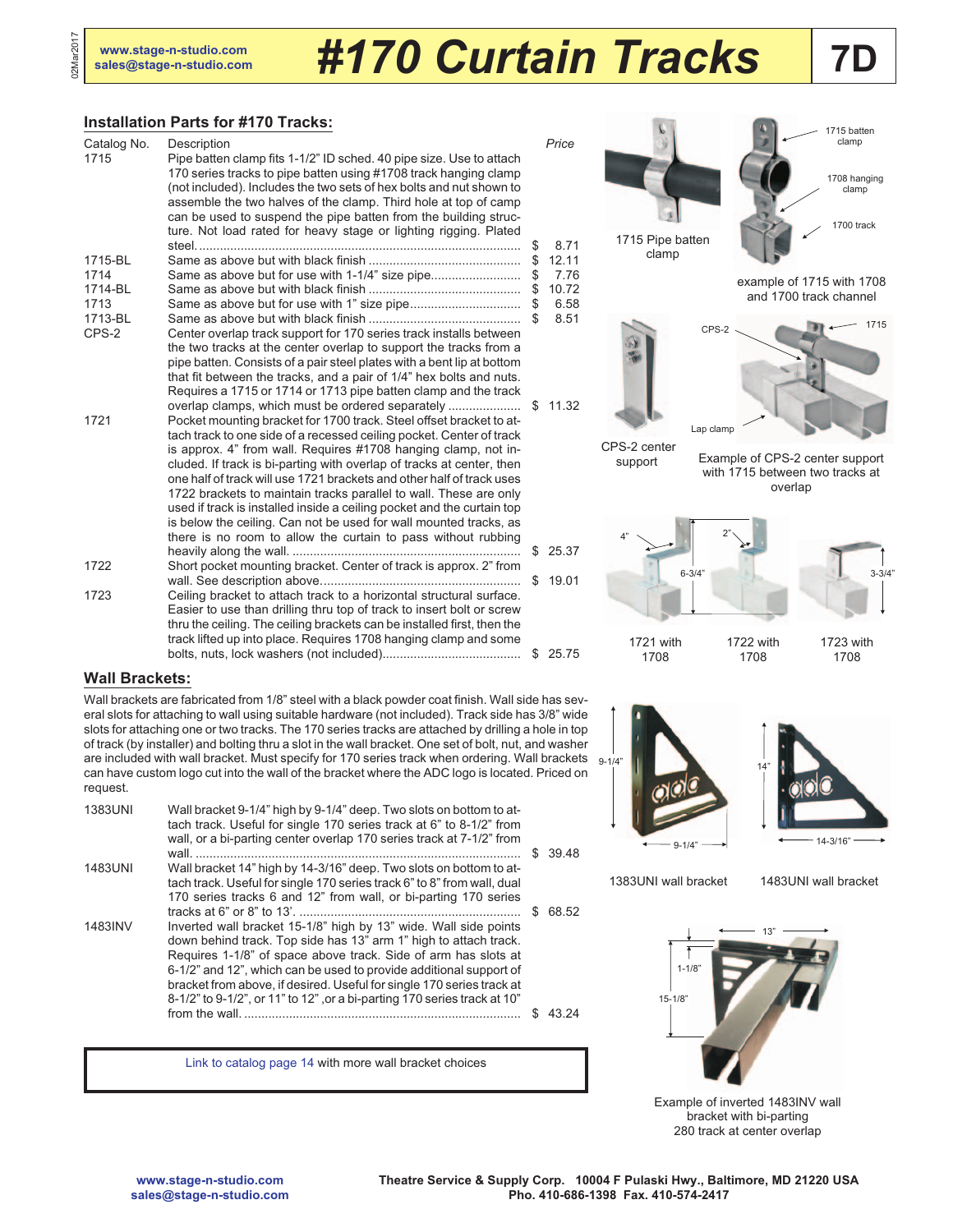# #170 Curtain Tracks

**7D**

www.stage-n-studio.com
sales@stage-n-studio.com

## Installation Parts for #170 Tracks:

| Catalog No. | Description | *Price* |
|---|---|---|
| 1715 | Pipe batten clamp fits 1-1/2" ID sched. 40 pipe size. Use to attach 170 series tracks to pipe batten using #1708 track hanging clamp (not included). Includes the two sets of hex bolts and nut shown to assemble the two halves of the clamp. Third hole at top of camp can be used to suspend the pipe batten from the building structure. Not load rated for heavy stage or lighting rigging. Plated steel. | $ 8.71 |
| 1715-BL | Same as above but with black finish | $ 12.11 |
| 1714 | Same as above but for use with 1-1/4" size pipe | $ 7.76 |
| 1714-BL | Same as above but with black finish | $ 10.72 |
| 1713 | Same as above but for use with 1" size pipe | $ 6.58 |
| 1713-BL | Same as above but with black finish | $ 8.51 |
| CPS-2 | Center overlap track support for 170 series track installs between the two tracks at the center overlap to support the tracks from a pipe batten. Consists of a pair steel plates with a bent lip at bottom that fit between the tracks, and a pair of 1/4" hex bolts and nuts. Requires a 1715 or 1714 or 1713 pipe batten clamp and the track overlap clamps, which must be ordered separately | $ 11.32 |
| 1721 | Pocket mounting bracket for 1700 track. Steel offset bracket to attach track to one side of a recessed ceiling pocket. Center of track is approx. 4" from wall. Requires #1708 hanging clamp, not included. If track is bi-parting with overlap of tracks at center, then one half of track will use 1721 brackets and other half of track uses 1722 brackets to maintain tracks parallel to wall. These are only used if track is installed inside a ceiling pocket and the curtain top is below the ceiling. Can not be used for wall mounted tracks, as there is no room to allow the curtain to pass without rubbing heavily along the wall. | $ 25.37 |
| 1722 | Short pocket mounting bracket. Center of track is approx. 2" from wall. See description above. | $ 19.01 |
| 1723 | Ceiling bracket to attach track to a horizontal structural surface. Easier to use than drilling thru top of track to insert bolt or screw thru the ceiling. The ceiling brackets can be installed first, then the track lifted up into place. Requires 1708 hanging clamp and some bolts, nuts, lock washers (not included). | $ 25.75 |

1715 Pipe batten clamp

1715 batten clamp
1708 hanging clamp
1700 track

example of 1715 with 1708 and 1700 track channel

CPS-2 center support

CPS-2
1715
Lap clamp

Example of CPS-2 center support with 1715 between two tracks at overlap

4"
6-3/4"
2"
3-3/4"

1721 with 1708

1722 with 1708

1723 with 1708

## Wall Brackets:

Wall brackets are fabricated from 1/8" steel with a black powder coat finish. Wall side has several slots for attaching to wall using suitable hardware (not included). Track side has 3/8" wide slots for attaching one or two tracks. The 170 series tracks are attached by drilling a hole in top of track (by installer) and bolting thru a slot in the wall bracket. One set of bolt, nut, and washer are included with wall bracket. Must specify for 170 series track when ordering. Wall brackets can have custom logo cut into the wall of the bracket where the ADC logo is located. Priced on request.

| | | |
|---|---|---|
| 1383UNI | Wall bracket 9-1/4" high by 9-1/4" deep. Two slots on bottom to attach track. Useful for single 170 series track at 6" to 8-1/2" from wall, or a bi-parting center overlap 170 series track at 7-1/2" from wall. | $ 39.48 |
| 1483UNI | Wall bracket 14" high by 14-3/16" deep. Two slots on bottom to attach track. Useful for single 170 series track 6" to 8" from wall, dual 170 series tracks 6 and 12" from wall, or bi-parting 170 series tracks at 6" or 8" to 13'. | $ 68.52 |
| 1483INV | Inverted wall bracket 15-1/8" high by 13" wide. Wall side points down behind track. Top side has 13" arm 1" high to attach track. Requires 1-1/8" of space above track. Side of arm has slots at 6-1/2" and 12", which can be used to provide additional support of bracket from above, if desired. Useful for single 170 series track at 8-1/2" to 9-1/2", or 11" to 12" ,or a bi-parting 170 series track at 10" from the wall. | $ 43.24 |

9-1/4"
9-1/4"
14"
14-3/16"

1383UNI wall bracket

1483UNI wall bracket

13"
1-1/8"
15-1/8"

Example of inverted 1483INV wall bracket with bi-parting 280 track at center overlap

Link to catalog page 14 with more wall bracket choices

www.stage-n-studio.com
sales@stage-n-studio.com

**Theatre Service & Supply Corp. 10004 F Pulaski Hwy., Baltimore, MD 21220 USA**
**Pho. 410-686-1398 Fax. 410-574-2417**